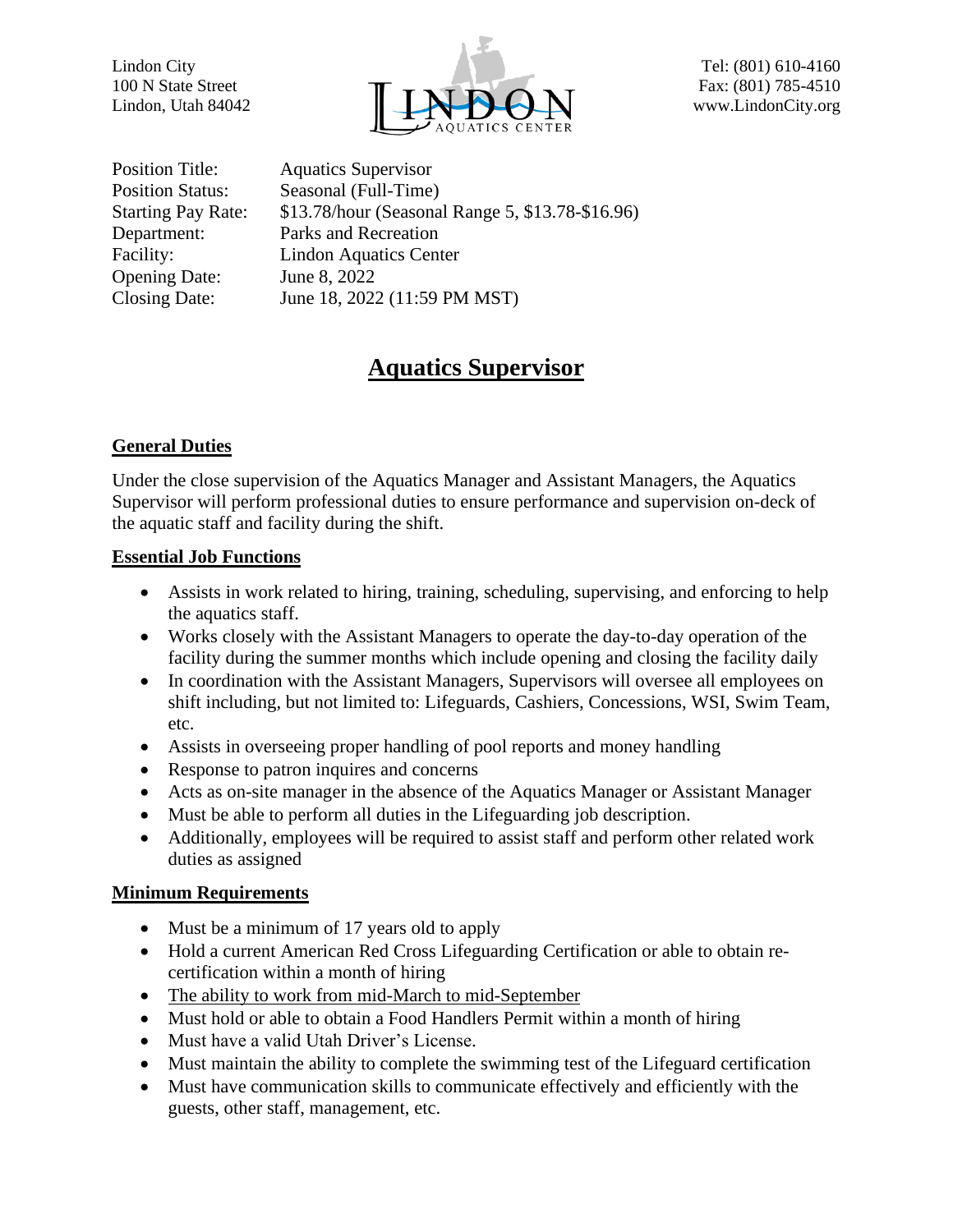Lindon City
100 N State Street
Lindon, Utah 84042

Tel: (801) 610-4160
Fax: (801) 785-4510
www.LindonCity.org

| | |
|---|---|
| Position Title: | Aquatics Supervisor |
| Position Status: | Seasonal (Full-Time) |
| Starting Pay Rate: | $13.78/hour (Seasonal Range 5, $13.78-$16.96) |
| Department: | Parks and Recreation |
| Facility: | Lindon Aquatics Center |
| Opening Date: | June 8, 2022 |
| Closing Date: | June 18, 2022 (11:59 PM MST) |

# Aquatics Supervisor

## General Duties

Under the close supervision of the Aquatics Manager and Assistant Managers, the Aquatics Supervisor will perform professional duties to ensure performance and supervision on-deck of the aquatic staff and facility during the shift.

## Essential Job Functions

- Assists in work related to hiring, training, scheduling, supervising, and enforcing to help the aquatics staff.
- Works closely with the Assistant Managers to operate the day-to-day operation of the facility during the summer months which include opening and closing the facility daily
- In coordination with the Assistant Managers, Supervisors will oversee all employees on shift including, but not limited to: Lifeguards, Cashiers, Concessions, WSI, Swim Team, etc.
- Assists in overseeing proper handling of pool reports and money handling
- Response to patron inquires and concerns
- Acts as on-site manager in the absence of the Aquatics Manager or Assistant Manager
- Must be able to perform all duties in the Lifeguarding job description.
- Additionally, employees will be required to assist staff and perform other related work duties as assigned

## Minimum Requirements

- Must be a minimum of 17 years old to apply
- Hold a current American Red Cross Lifeguarding Certification or able to obtain re-certification within a month of hiring
- The ability to work from mid-March to mid-September
- Must hold or able to obtain a Food Handlers Permit within a month of hiring
- Must have a valid Utah Driver's License.
- Must maintain the ability to complete the swimming test of the Lifeguard certification
- Must have communication skills to communicate effectively and efficiently with the guests, other staff, management, etc.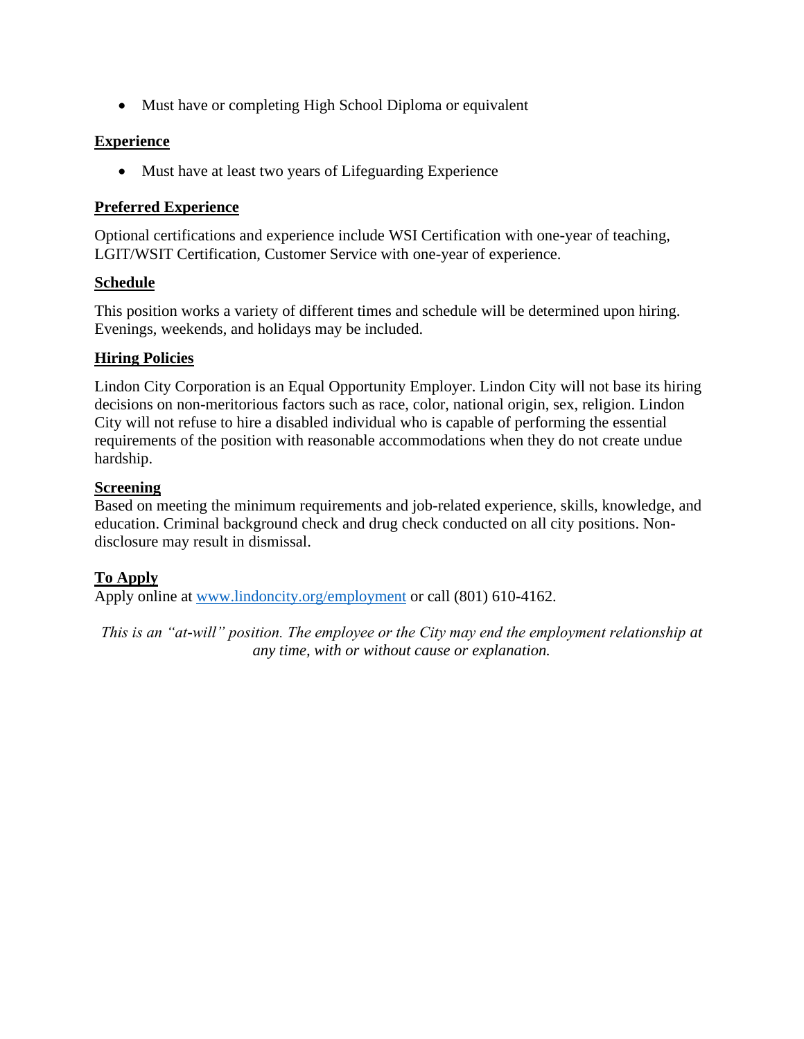- Must have or completing High School Diploma or equivalent

**Experience**

- Must have at least two years of Lifeguarding Experience

**Preferred Experience**

Optional certifications and experience include WSI Certification with one-year of teaching, LGIT/WSIT Certification, Customer Service with one-year of experience.

**Schedule**

This position works a variety of different times and schedule will be determined upon hiring. Evenings, weekends, and holidays may be included.

**Hiring Policies**

Lindon City Corporation is an Equal Opportunity Employer. Lindon City will not base its hiring decisions on non-meritorious factors such as race, color, national origin, sex, religion. Lindon City will not refuse to hire a disabled individual who is capable of performing the essential requirements of the position with reasonable accommodations when they do not create undue hardship.

**Screening**

Based on meeting the minimum requirements and job-related experience, skills, knowledge, and education. Criminal background check and drug check conducted on all city positions. Non-disclosure may result in dismissal.

**To Apply**

Apply online at [www.lindoncity.org/employment](http://www.lindoncity.org/employment) or call (801) 610-4162.

*This is an "at-will" position. The employee or the City may end the employment relationship at any time, with or without cause or explanation.*